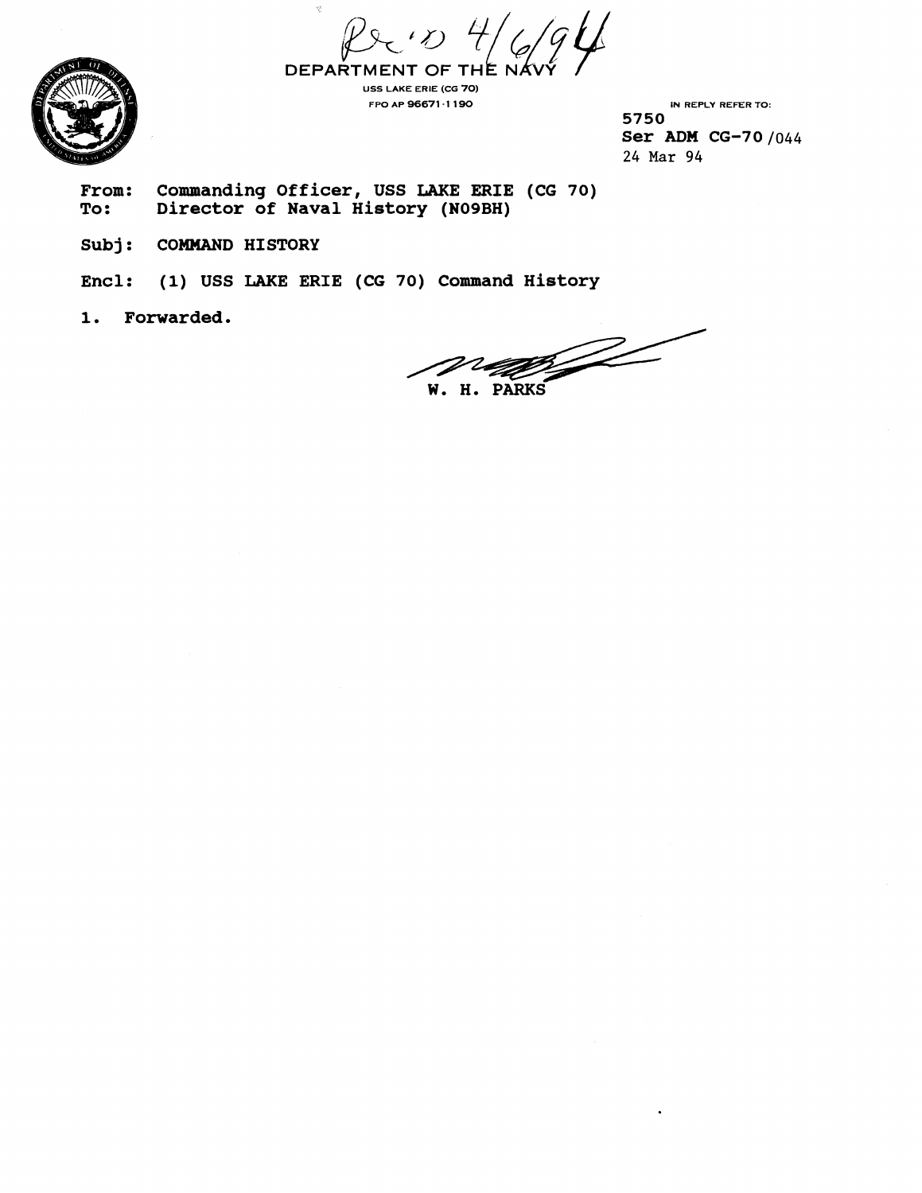Rec'd 4/6/94

DEPARTMENT OF THE NAVY

USS LAKE ERIE (CG 70)
FPO AP 96671-1190

IN REPLY REFER TO:
5750
Ser ADM CG-70/044
24 Mar 94

**From:** Commanding Officer, USS LAKE ERIE (CG 70)
**To:** Director of Naval History (N09BH)

**Subj:** COMMAND HISTORY

**Encl:** (1) USS LAKE ERIE (CG 70) Command History

1. Forwarded.

W. H. PARKS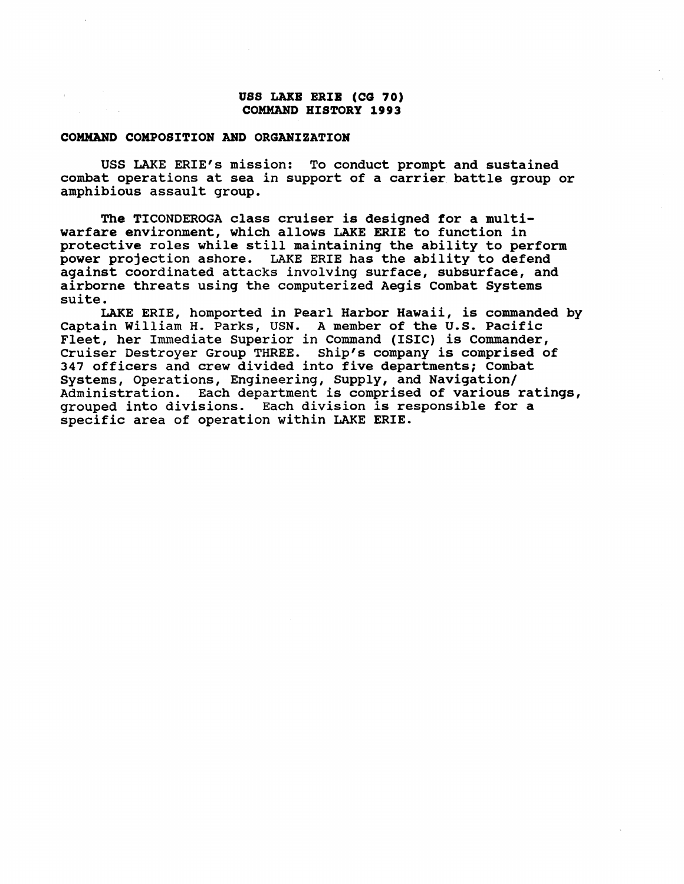# USS LAKE ERIE (CG 70)
# COMMAND HISTORY 1993

## COMMAND COMPOSITION AND ORGANIZATION

USS LAKE ERIE's mission: To conduct prompt and sustained combat operations at sea in support of a carrier battle group or amphibious assault group.

The TICONDEROGA class cruiser is designed for a multi-warfare environment, which allows LAKE ERIE to function in protective roles while still maintaining the ability to perform power projection ashore. LAKE ERIE has the ability to defend against coordinated attacks involving surface, subsurface, and airborne threats using the computerized Aegis Combat Systems suite.

LAKE ERIE, homported in Pearl Harbor Hawaii, is commanded by Captain William H. Parks, USN. A member of the U.S. Pacific Fleet, her Immediate Superior in Command (ISIC) is Commander, Cruiser Destroyer Group THREE. Ship's company is comprised of 347 officers and crew divided into five departments; Combat Systems, Operations, Engineering, Supply, and Navigation/ Administration. Each department is comprised of various ratings, grouped into divisions. Each division is responsible for a specific area of operation within LAKE ERIE.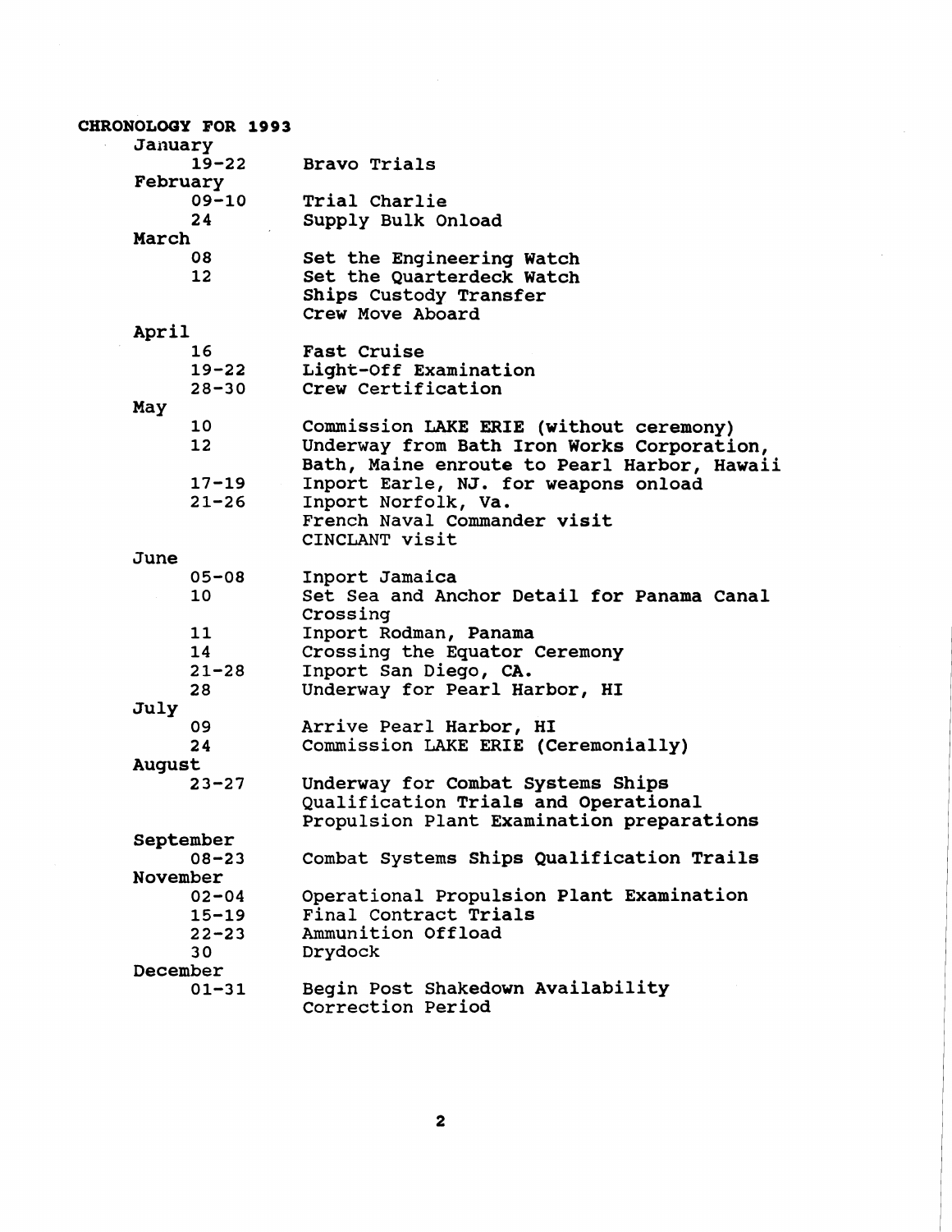**CHRONOLOGY FOR 1993**

**January**

| | |
|---|---|
| 19-22 | Bravo Trials |

**February**

| | |
|---|---|
| 09-10 | Trial Charlie |
| 24 | Supply Bulk Onload |

**March**

| | |
|---|---|
| 08 | Set the Engineering Watch |
| 12 | Set the Quarterdeck Watch<br>Ships Custody Transfer<br>Crew Move Aboard |

**April**

| | |
|---|---|
| 16 | Fast Cruise |
| 19-22 | Light-Off Examination |
| 28-30 | Crew Certification |

**May**

| | |
|---|---|
| 10 | Commission LAKE ERIE (without ceremony) |
| 12 | Underway from Bath Iron Works Corporation, Bath, Maine enroute to Pearl Harbor, Hawaii |
| 17-19 | Inport Earle, NJ. for weapons onload |
| 21-26 | Inport Norfolk, Va.<br>French Naval Commander visit<br>CINCLANT visit |

**June**

| | |
|---|---|
| 05-08 | Inport Jamaica |
| 10 | Set Sea and Anchor Detail for Panama Canal Crossing |
| 11 | Inport Rodman, Panama |
| 14 | Crossing the Equator Ceremony |
| 21-28 | Inport San Diego, CA. |
| 28 | Underway for Pearl Harbor, HI |

**July**

| | |
|---|---|
| 09 | Arrive Pearl Harbor, HI |
| 24 | Commission LAKE ERIE (Ceremonially) |

**August**

| | |
|---|---|
| 23-27 | Underway for Combat Systems Ships Qualification Trials and Operational Propulsion Plant Examination preparations |

**September**

| | |
|---|---|
| 08-23 | Combat Systems Ships Qualification Trails |

**November**

| | |
|---|---|
| 02-04 | Operational Propulsion Plant Examination |
| 15-19 | Final Contract Trials |
| 22-23 | Ammunition Offload |
| 30 | Drydock |

**December**

| | |
|---|---|
| 01-31 | Begin Post Shakedown Availability Correction Period |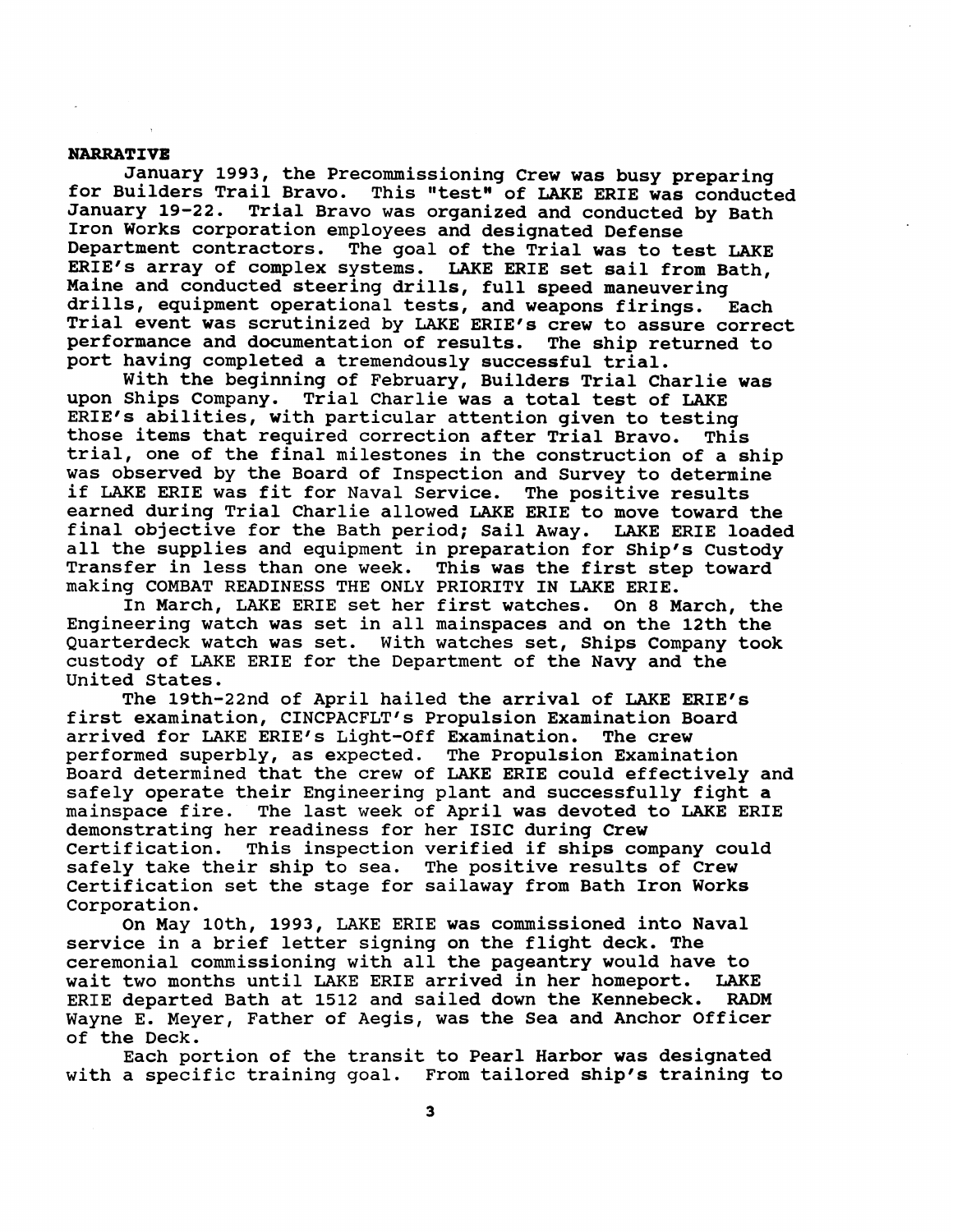**NARRATIVE**

January 1993, the Precommissioning Crew was busy preparing for Builders Trail Bravo. This "test" of LAKE ERIE was conducted January 19-22. Trial Bravo was organized and conducted by Bath Iron Works corporation employees and designated Defense Department contractors. The goal of the Trial was to test LAKE ERIE's array of complex systems. LAKE ERIE set sail from Bath, Maine and conducted steering drills, full speed maneuvering drills, equipment operational tests, and weapons firings. Each Trial event was scrutinized by LAKE ERIE's crew to assure correct performance and documentation of results. The ship returned to port having completed a tremendously successful trial.

With the beginning of February, Builders Trial Charlie was upon Ships Company. Trial Charlie was a total test of LAKE ERIE's abilities, with particular attention given to testing those items that required correction after Trial Bravo. This trial, one of the final milestones in the construction of a ship was observed by the Board of Inspection and Survey to determine if LAKE ERIE was fit for Naval Service. The positive results earned during Trial Charlie allowed LAKE ERIE to move toward the final objective for the Bath period; Sail Away. LAKE ERIE loaded all the supplies and equipment in preparation for Ship's Custody Transfer in less than one week. This was the first step toward making COMBAT READINESS THE ONLY PRIORITY IN LAKE ERIE.

In March, LAKE ERIE set her first watches. On 8 March, the Engineering watch was set in all mainspaces and on the 12th the Quarterdeck watch was set. With watches set, Ships Company took custody of LAKE ERIE for the Department of the Navy and the United States.

The 19th-22nd of April hailed the arrival of LAKE ERIE's first examination, CINCPACFLT's Propulsion Examination Board arrived for LAKE ERIE's Light-Off Examination. The crew performed superbly, as expected. The Propulsion Examination Board determined that the crew of LAKE ERIE could effectively and safely operate their Engineering plant and successfully fight a mainspace fire. The last week of April was devoted to LAKE ERIE demonstrating her readiness for her ISIC during Crew Certification. This inspection verified if ships company could safely take their ship to sea. The positive results of Crew Certification set the stage for sailaway from Bath Iron Works Corporation.

On May 10th, 1993, LAKE ERIE was commissioned into Naval service in a brief letter signing on the flight deck. The ceremonial commissioning with all the pageantry would have to wait two months until LAKE ERIE arrived in her homeport. LAKE ERIE departed Bath at 1512 and sailed down the Kennebeck. RADM Wayne E. Meyer, Father of Aegis, was the Sea and Anchor Officer of the Deck.

Each portion of the transit to Pearl Harbor was designated with a specific training goal. From tailored ship's training to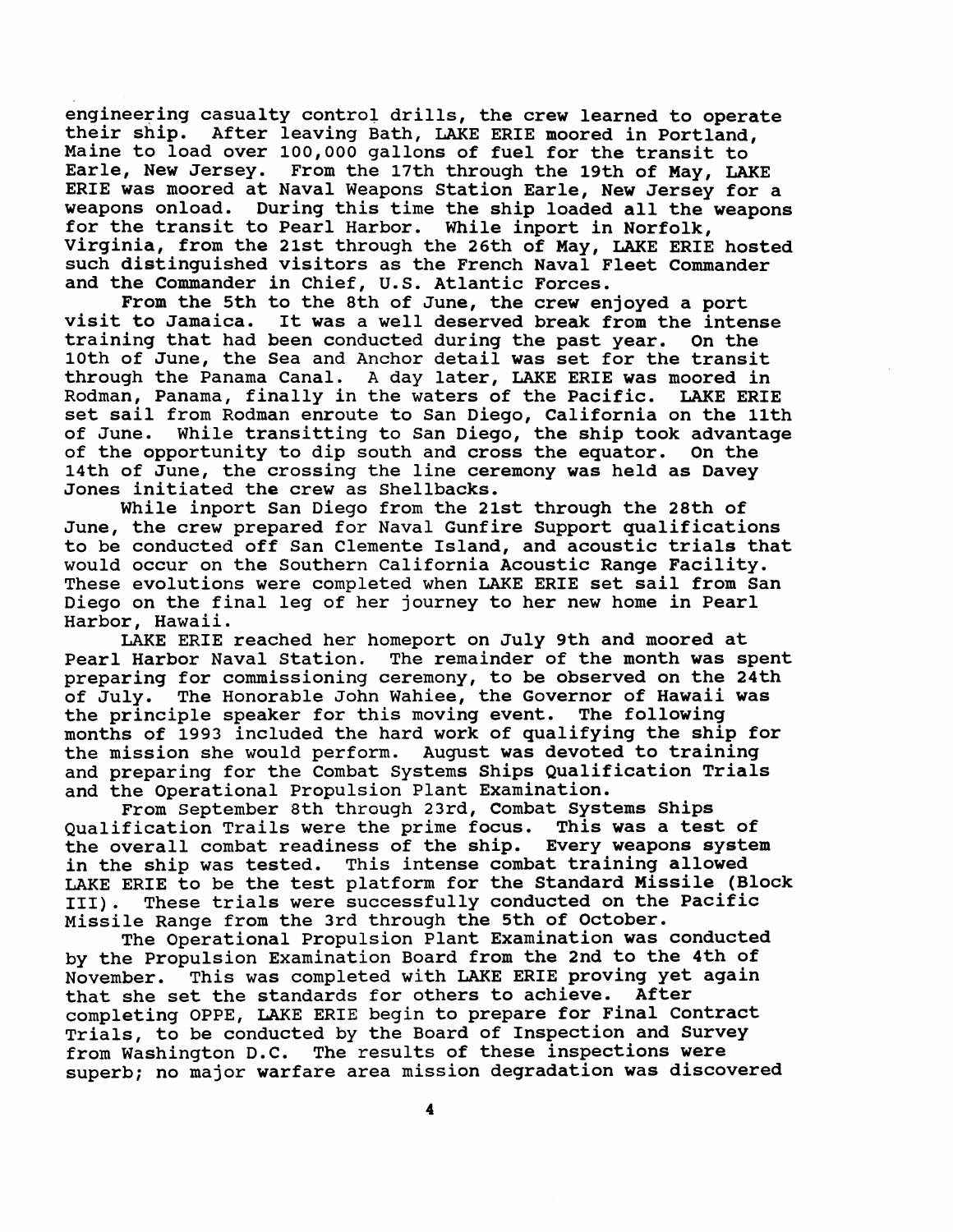engineering casualty control drills, the crew learned to operate their ship. After leaving Bath, LAKE ERIE moored in Portland, Maine to load over 100,000 gallons of fuel for the transit to Earle, New Jersey. From the 17th through the 19th of May, LAKE ERIE was moored at Naval Weapons Station Earle, New Jersey for a weapons onload. During this time the ship loaded all the weapons for the transit to Pearl Harbor. While inport in Norfolk, Virginia, from the 21st through the 26th of May, LAKE ERIE hosted such distinguished visitors as the French Naval Fleet Commander and the Commander in Chief, U.S. Atlantic Forces.

From the 5th to the 8th of June, the crew enjoyed a port visit to Jamaica. It was a well deserved break from the intense training that had been conducted during the past year. On the 10th of June, the Sea and Anchor detail was set for the transit through the Panama Canal. A day later, LAKE ERIE was moored in Rodman, Panama, finally in the waters of the Pacific. LAKE ERIE set sail from Rodman enroute to San Diego, California on the 11th of June. While transitting to San Diego, the ship took advantage of the opportunity to dip south and cross the equator. On the 14th of June, the crossing the line ceremony was held as Davey Jones initiated the crew as Shellbacks.

While inport San Diego from the 21st through the 28th of June, the crew prepared for Naval Gunfire Support qualifications to be conducted off San Clemente Island, and acoustic trials that would occur on the Southern California Acoustic Range Facility. These evolutions were completed when LAKE ERIE set sail from San Diego on the final leg of her journey to her new home in Pearl Harbor, Hawaii.

LAKE ERIE reached her homeport on July 9th and moored at Pearl Harbor Naval Station. The remainder of the month was spent preparing for commissioning ceremony, to be observed on the 24th of July. The Honorable John Wahiee, the Governor of Hawaii was the principle speaker for this moving event. The following months of 1993 included the hard work of qualifying the ship for the mission she would perform. August was devoted to training and preparing for the Combat Systems Ships Qualification Trials and the Operational Propulsion Plant Examination.

From September 8th through 23rd, Combat Systems Ships Qualification Trails were the prime focus. This was a test of the overall combat readiness of the ship. Every weapons system in the ship was tested. This intense combat training allowed LAKE ERIE to be the test platform for the Standard Missile (Block III). These trials were successfully conducted on the Pacific Missile Range from the 3rd through the 5th of October.

The Operational Propulsion Plant Examination was conducted by the Propulsion Examination Board from the 2nd to the 4th of November. This was completed with LAKE ERIE proving yet again that she set the standards for others to achieve. After completing OPPE, LAKE ERIE begin to prepare for Final Contract Trials, to be conducted by the Board of Inspection and Survey from Washington D.C. The results of these inspections were superb; no major warfare area mission degradation was discovered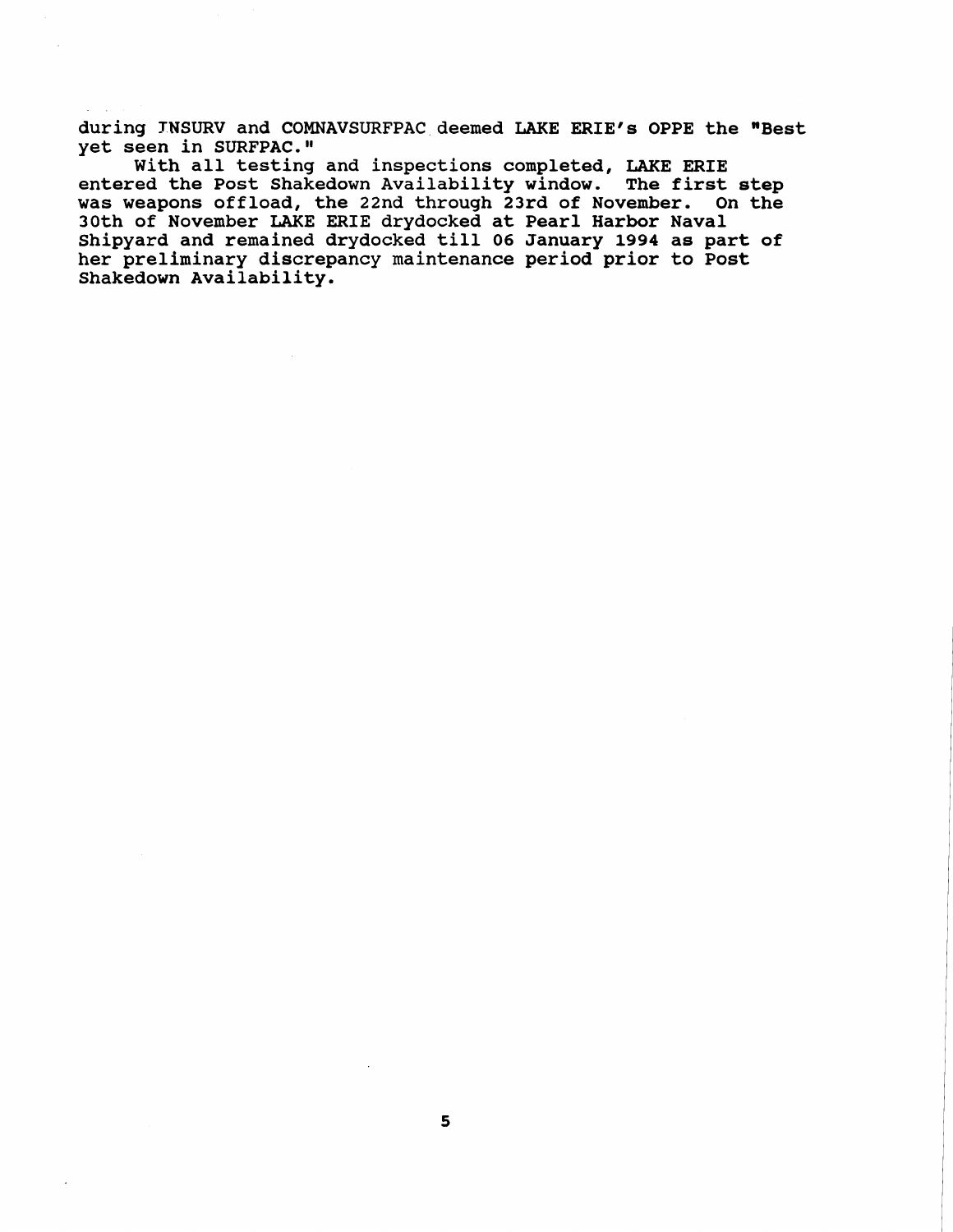during INSURV and COMNAVSURFPAC deemed LAKE ERIE's OPPE the "Best yet seen in SURFPAC."

With all testing and inspections completed, LAKE ERIE entered the Post Shakedown Availability window. The first step was weapons offload, the 22nd through 23rd of November. On the 30th of November LAKE ERIE drydocked at Pearl Harbor Naval Shipyard and remained drydocked till 06 January 1994 as part of her preliminary discrepancy maintenance period prior to Post Shakedown Availability.